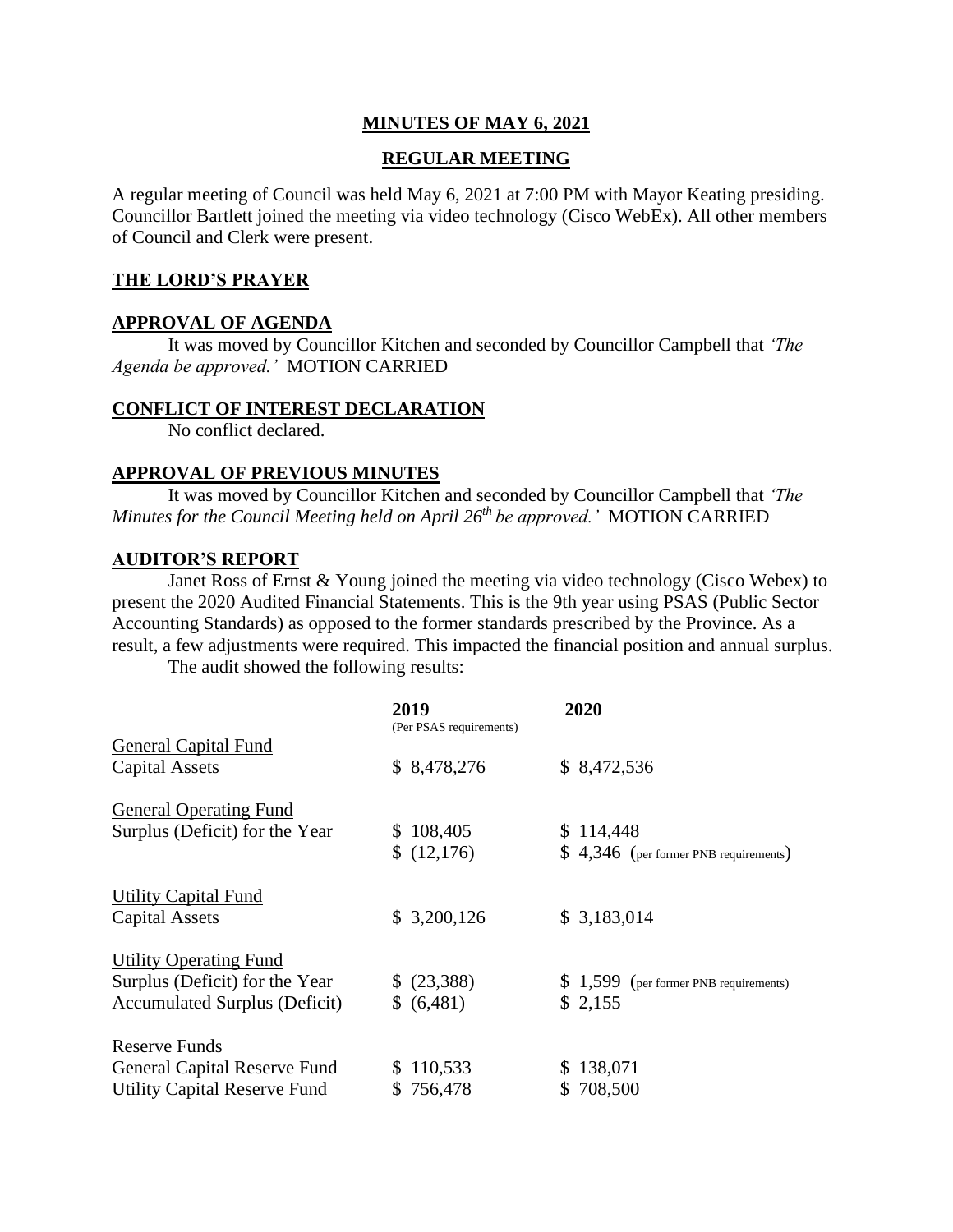**MINUTES OF MAY 6, 2021**

**REGULAR MEETING**

A regular meeting of Council was held May 6, 2021 at 7:00 PM with Mayor Keating presiding. Councillor Bartlett joined the meeting via video technology (Cisco WebEx). All other members of Council and Clerk were present.

## THE LORD'S PRAYER

## APPROVAL OF AGENDA

It was moved by Councillor Kitchen and seconded by Councillor Campbell that *'The Agenda be approved.'* MOTION CARRIED

## CONFLICT OF INTEREST DECLARATION

No conflict declared.

## APPROVAL OF PREVIOUS MINUTES

It was moved by Councillor Kitchen and seconded by Councillor Campbell that *'The Minutes for the Council Meeting held on April 26th be approved.'* MOTION CARRIED

## AUDITOR'S REPORT

Janet Ross of Ernst & Young joined the meeting via video technology (Cisco Webex) to present the 2020 Audited Financial Statements. This is the 9th year using PSAS (Public Sector Accounting Standards) as opposed to the former standards prescribed by the Province. As a result, a few adjustments were required. This impacted the financial position and annual surplus.

The audit showed the following results:

| | 2019 (Per PSAS requirements) | 2020 |
|---|---|---|
| General Capital Fund | | |
| Capital Assets | $ 8,478,276 | $ 8,472,536 |
| General Operating Fund | | |
| Surplus (Deficit) for the Year | $ 108,405 | $ 114,448 |
| | $ (12,176) | $ 4,346 (per former PNB requirements) |
| Utility Capital Fund | | |
| Capital Assets | $ 3,200,126 | $ 3,183,014 |
| Utility Operating Fund | | |
| Surplus (Deficit) for the Year | $ (23,388) | $ 1,599 (per former PNB requirements) |
| Accumulated Surplus (Deficit) | $ (6,481) | $ 2,155 |
| Reserve Funds | | |
| General Capital Reserve Fund | $ 110,533 | $ 138,071 |
| Utility Capital Reserve Fund | $ 756,478 | $ 708,500 |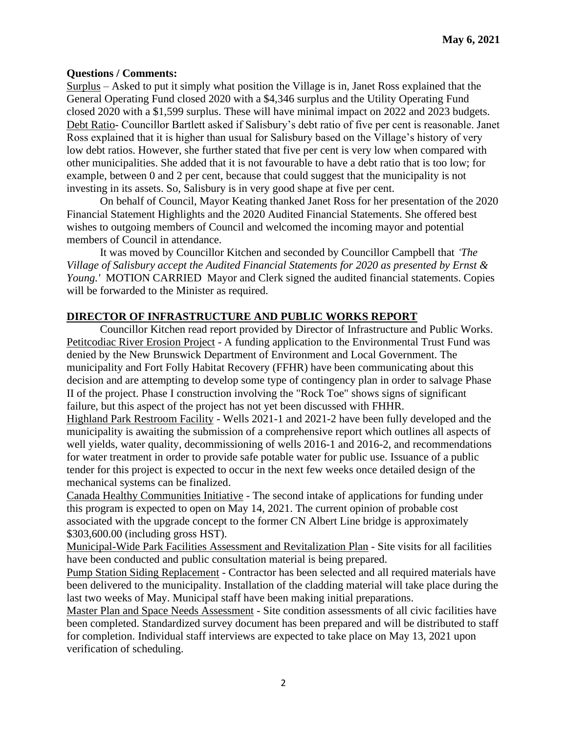**Questions / Comments:**

Surplus – Asked to put it simply what position the Village is in, Janet Ross explained that the General Operating Fund closed 2020 with a $4,346 surplus and the Utility Operating Fund closed 2020 with a $1,599 surplus. These will have minimal impact on 2022 and 2023 budgets.

Debt Ratio- Councillor Bartlett asked if Salisbury's debt ratio of five per cent is reasonable. Janet Ross explained that it is higher than usual for Salisbury based on the Village's history of very low debt ratios. However, she further stated that five per cent is very low when compared with other municipalities. She added that it is not favourable to have a debt ratio that is too low; for example, between 0 and 2 per cent, because that could suggest that the municipality is not investing in its assets. So, Salisbury is in very good shape at five per cent.

On behalf of Council, Mayor Keating thanked Janet Ross for her presentation of the 2020 Financial Statement Highlights and the 2020 Audited Financial Statements. She offered best wishes to outgoing members of Council and welcomed the incoming mayor and potential members of Council in attendance.

It was moved by Councillor Kitchen and seconded by Councillor Campbell that *'The Village of Salisbury accept the Audited Financial Statements for 2020 as presented by Ernst & Young.'* MOTION CARRIED Mayor and Clerk signed the audited financial statements. Copies will be forwarded to the Minister as required.

## DIRECTOR OF INFRASTRUCTURE AND PUBLIC WORKS REPORT

Councillor Kitchen read report provided by Director of Infrastructure and Public Works.

Petitcodiac River Erosion Project - A funding application to the Environmental Trust Fund was denied by the New Brunswick Department of Environment and Local Government. The municipality and Fort Folly Habitat Recovery (FFHR) have been communicating about this decision and are attempting to develop some type of contingency plan in order to salvage Phase II of the project. Phase I construction involving the "Rock Toe" shows signs of significant failure, but this aspect of the project has not yet been discussed with FHHR.

Highland Park Restroom Facility - Wells 2021-1 and 2021-2 have been fully developed and the municipality is awaiting the submission of a comprehensive report which outlines all aspects of well yields, water quality, decommissioning of wells 2016-1 and 2016-2, and recommendations for water treatment in order to provide safe potable water for public use. Issuance of a public tender for this project is expected to occur in the next few weeks once detailed design of the mechanical systems can be finalized.

Canada Healthy Communities Initiative - The second intake of applications for funding under this program is expected to open on May 14, 2021. The current opinion of probable cost associated with the upgrade concept to the former CN Albert Line bridge is approximately $303,600.00 (including gross HST).

Municipal-Wide Park Facilities Assessment and Revitalization Plan - Site visits for all facilities have been conducted and public consultation material is being prepared.

Pump Station Siding Replacement - Contractor has been selected and all required materials have been delivered to the municipality. Installation of the cladding material will take place during the last two weeks of May. Municipal staff have been making initial preparations.

Master Plan and Space Needs Assessment - Site condition assessments of all civic facilities have been completed. Standardized survey document has been prepared and will be distributed to staff for completion. Individual staff interviews are expected to take place on May 13, 2021 upon verification of scheduling.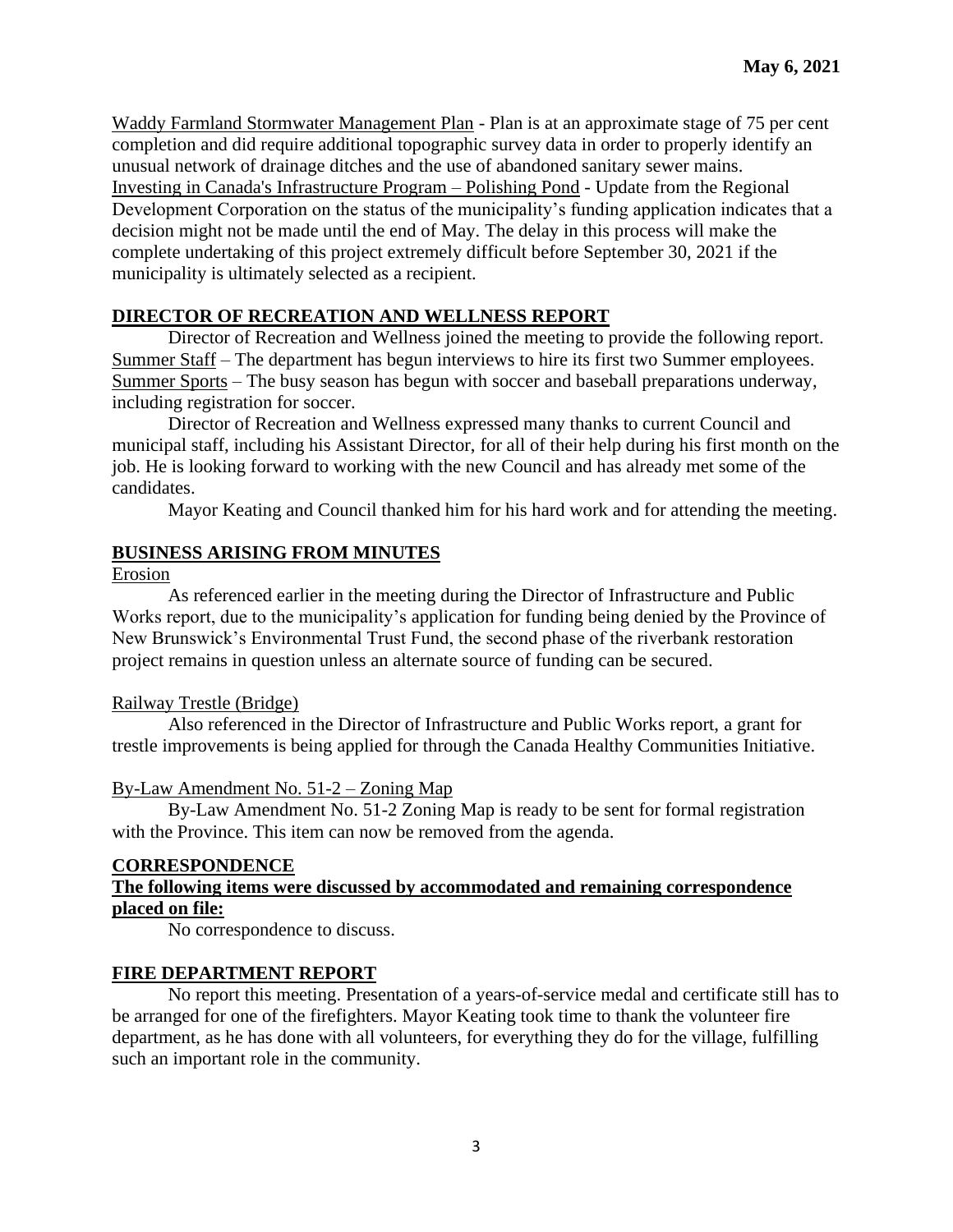Waddy Farmland Stormwater Management Plan - Plan is at an approximate stage of 75 per cent completion and did require additional topographic survey data in order to properly identify an unusual network of drainage ditches and the use of abandoned sanitary sewer mains.

Investing in Canada's Infrastructure Program – Polishing Pond - Update from the Regional Development Corporation on the status of the municipality's funding application indicates that a decision might not be made until the end of May. The delay in this process will make the complete undertaking of this project extremely difficult before September 30, 2021 if the municipality is ultimately selected as a recipient.

## DIRECTOR OF RECREATION AND WELLNESS REPORT

Director of Recreation and Wellness joined the meeting to provide the following report.

Summer Staff – The department has begun interviews to hire its first two Summer employees.

Summer Sports – The busy season has begun with soccer and baseball preparations underway, including registration for soccer.

Director of Recreation and Wellness expressed many thanks to current Council and municipal staff, including his Assistant Director, for all of their help during his first month on the job. He is looking forward to working with the new Council and has already met some of the candidates.

Mayor Keating and Council thanked him for his hard work and for attending the meeting.

## BUSINESS ARISING FROM MINUTES

Erosion

As referenced earlier in the meeting during the Director of Infrastructure and Public Works report, due to the municipality's application for funding being denied by the Province of New Brunswick's Environmental Trust Fund, the second phase of the riverbank restoration project remains in question unless an alternate source of funding can be secured.

Railway Trestle (Bridge)

Also referenced in the Director of Infrastructure and Public Works report, a grant for trestle improvements is being applied for through the Canada Healthy Communities Initiative.

By-Law Amendment No. 51-2 – Zoning Map

By-Law Amendment No. 51-2 Zoning Map is ready to be sent for formal registration with the Province. This item can now be removed from the agenda.

## CORRESPONDENCE

**The following items were discussed by accommodated and remaining correspondence placed on file:**

No correspondence to discuss.

## FIRE DEPARTMENT REPORT

No report this meeting. Presentation of a years-of-service medal and certificate still has to be arranged for one of the firefighters. Mayor Keating took time to thank the volunteer fire department, as he has done with all volunteers, for everything they do for the village, fulfilling such an important role in the community.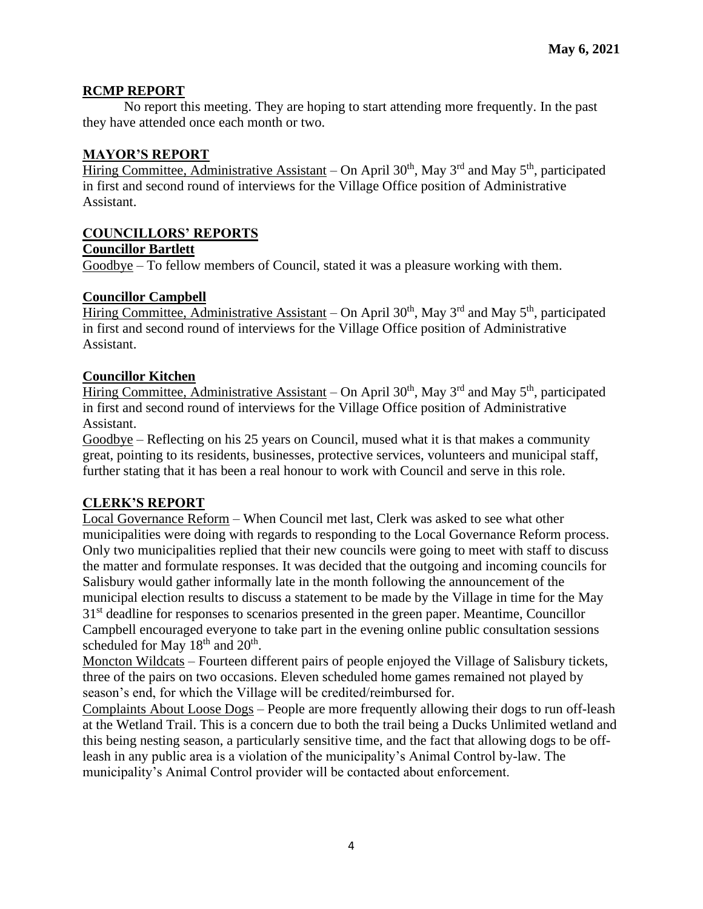**May 6, 2021**

## RCMP REPORT

No report this meeting. They are hoping to start attending more frequently. In the past they have attended once each month or two.

## MAYOR'S REPORT

Hiring Committee, Administrative Assistant – On April 30th, May 3rd and May 5th, participated in first and second round of interviews for the Village Office position of Administrative Assistant.

## COUNCILLORS' REPORTS

### Councillor Bartlett

Goodbye – To fellow members of Council, stated it was a pleasure working with them.

### Councillor Campbell

Hiring Committee, Administrative Assistant – On April 30th, May 3rd and May 5th, participated in first and second round of interviews for the Village Office position of Administrative Assistant.

### Councillor Kitchen

Hiring Committee, Administrative Assistant – On April 30th, May 3rd and May 5th, participated in first and second round of interviews for the Village Office position of Administrative Assistant.

Goodbye – Reflecting on his 25 years on Council, mused what it is that makes a community great, pointing to its residents, businesses, protective services, volunteers and municipal staff, further stating that it has been a real honour to work with Council and serve in this role.

## CLERK'S REPORT

Local Governance Reform – When Council met last, Clerk was asked to see what other municipalities were doing with regards to responding to the Local Governance Reform process. Only two municipalities replied that their new councils were going to meet with staff to discuss the matter and formulate responses. It was decided that the outgoing and incoming councils for Salisbury would gather informally late in the month following the announcement of the municipal election results to discuss a statement to be made by the Village in time for the May 31st deadline for responses to scenarios presented in the green paper. Meantime, Councillor Campbell encouraged everyone to take part in the evening online public consultation sessions scheduled for May 18th and 20th.

Moncton Wildcats – Fourteen different pairs of people enjoyed the Village of Salisbury tickets, three of the pairs on two occasions. Eleven scheduled home games remained not played by season's end, for which the Village will be credited/reimbursed for.

Complaints About Loose Dogs – People are more frequently allowing their dogs to run off-leash at the Wetland Trail. This is a concern due to both the trail being a Ducks Unlimited wetland and this being nesting season, a particularly sensitive time, and the fact that allowing dogs to be off-leash in any public area is a violation of the municipality's Animal Control by-law. The municipality's Animal Control provider will be contacted about enforcement.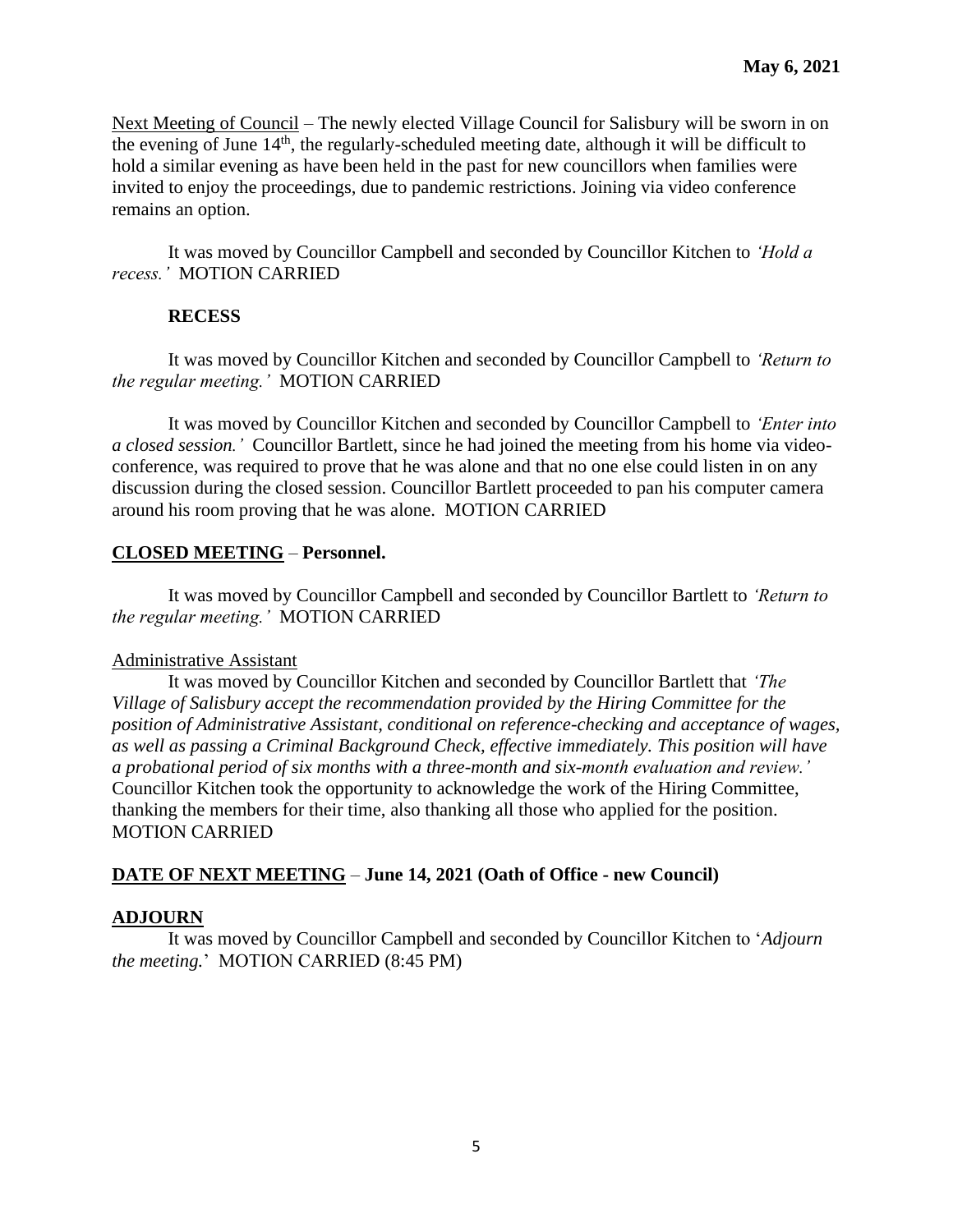**May 6, 2021**

Next Meeting of Council – The newly elected Village Council for Salisbury will be sworn in on the evening of June 14th, the regularly-scheduled meeting date, although it will be difficult to hold a similar evening as have been held in the past for new councillors when families were invited to enjoy the proceedings, due to pandemic restrictions. Joining via video conference remains an option.

It was moved by Councillor Campbell and seconded by Councillor Kitchen to *'Hold a recess.'* MOTION CARRIED

**RECESS**

It was moved by Councillor Kitchen and seconded by Councillor Campbell to *'Return to the regular meeting.'* MOTION CARRIED

It was moved by Councillor Kitchen and seconded by Councillor Campbell to *'Enter into a closed session.'* Councillor Bartlett, since he had joined the meeting from his home via video-conference, was required to prove that he was alone and that no one else could listen in on any discussion during the closed session. Councillor Bartlett proceeded to pan his computer camera around his room proving that he was alone. MOTION CARRIED

**CLOSED MEETING** – **Personnel.**

It was moved by Councillor Campbell and seconded by Councillor Bartlett to *'Return to the regular meeting.'* MOTION CARRIED

Administrative Assistant

It was moved by Councillor Kitchen and seconded by Councillor Bartlett that *'The Village of Salisbury accept the recommendation provided by the Hiring Committee for the position of Administrative Assistant, conditional on reference-checking and acceptance of wages, as well as passing a Criminal Background Check, effective immediately. This position will have a probational period of six months with a three-month and six-month evaluation and review.'* Councillor Kitchen took the opportunity to acknowledge the work of the Hiring Committee, thanking the members for their time, also thanking all those who applied for the position. MOTION CARRIED

**DATE OF NEXT MEETING** – **June 14, 2021 (Oath of Office - new Council)**

**ADJOURN**

It was moved by Councillor Campbell and seconded by Councillor Kitchen to '*Adjourn the meeting.*' MOTION CARRIED (8:45 PM)